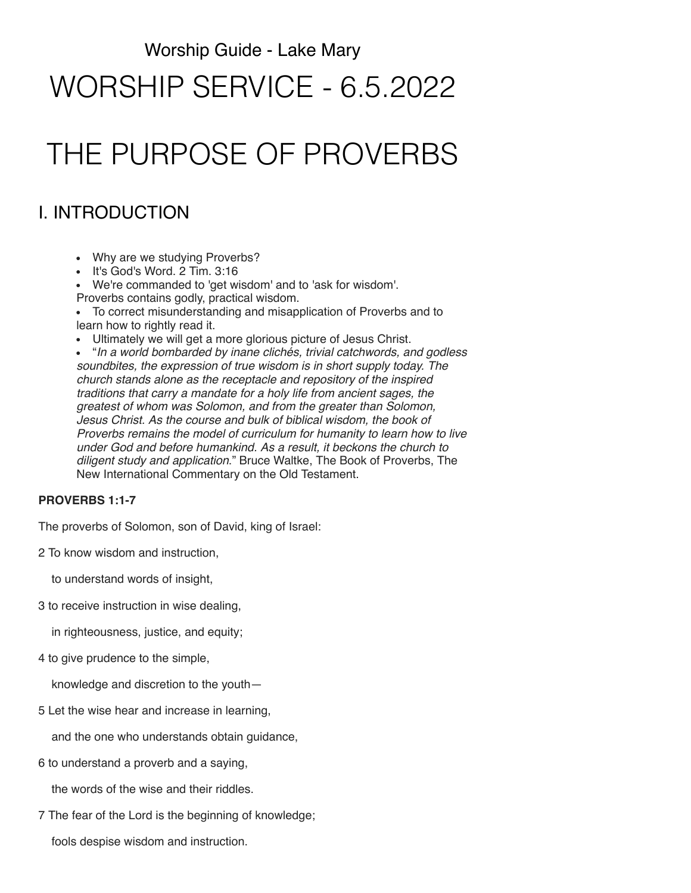Worship Guide - Lake Mary

# WORSHIP SERVICE - 6.5.2022

# THE PURPOSE OF PROVERBS

## I. INTRODUCTION

- Why are we studying Proverbs?
- It's God's Word. 2 Tim. 3:16
- We're commanded to 'get wisdom' and to 'ask for wisdom'. Proverbs contains godly, practical wisdom.
- To correct misunderstanding and misapplication of Proverbs and to learn how to rightly read it.
- Ultimately we will get a more glorious picture of Jesus Christ.
- "*In a world bombarded by inane clichés, trivial catchwords, and godless soundbites, the expression of true wisdom is in short supply today. The church stands alone as the receptacle and repository of the inspired traditions that carry a mandate for a holy life from ancient sages, the greatest of whom was Solomon, and from the greater than Solomon, Jesus Christ. As the course and bulk of biblical wisdom, the book of Proverbs remains the model of curriculum for humanity to learn how to live under God and before humankind. As a result, it beckons the church to diligent study and application.*" Bruce Waltke, The Book of Proverbs, The New International Commentary on the Old Testament.

**PROVERBS 1:1-7**

The proverbs of Solomon, son of David, king of Israel:

2 To know wisdom and instruction,

to understand words of insight,

3 to receive instruction in wise dealing,

in righteousness, justice, and equity;

4 to give prudence to the simple,

knowledge and discretion to the youth—

5 Let the wise hear and increase in learning,

and the one who understands obtain guidance,

6 to understand a proverb and a saying,

the words of the wise and their riddles.

7 The fear of the Lord is the beginning of knowledge;

fools despise wisdom and instruction.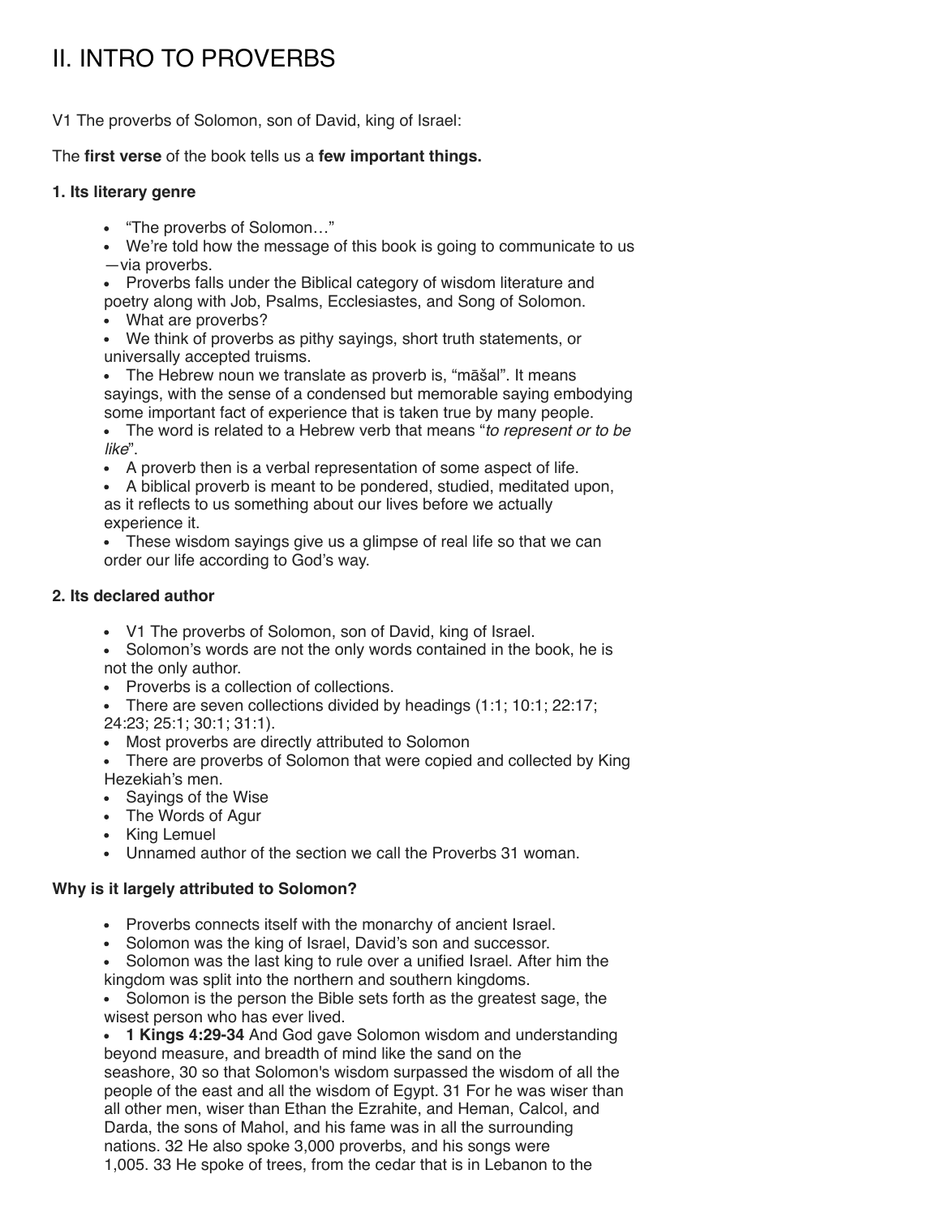# II. INTRO TO PROVERBS

V1 The proverbs of Solomon, son of David, king of Israel:

The **first verse** of the book tells us a **few important things.**

### 1. Its literary genre

- "The proverbs of Solomon…"
- We're told how the message of this book is going to communicate to us —via proverbs.
- Proverbs falls under the Biblical category of wisdom literature and poetry along with Job, Psalms, Ecclesiastes, and Song of Solomon.
- What are proverbs?
- We think of proverbs as pithy sayings, short truth statements, or universally accepted truisms.
- The Hebrew noun we translate as proverb is, "māšal". It means sayings, with the sense of a condensed but memorable saying embodying some important fact of experience that is taken true by many people.
- The word is related to a Hebrew verb that means "*to represent or to be like*".
- A proverb then is a verbal representation of some aspect of life.
- A biblical proverb is meant to be pondered, studied, meditated upon, as it reflects to us something about our lives before we actually experience it.
- These wisdom sayings give us a glimpse of real life so that we can order our life according to God's way.

### 2. Its declared author

- V1 The proverbs of Solomon, son of David, king of Israel.
- Solomon's words are not the only words contained in the book, he is not the only author.
- Proverbs is a collection of collections.
- There are seven collections divided by headings (1:1; 10:1; 22:17; 24:23; 25:1; 30:1; 31:1).
- Most proverbs are directly attributed to Solomon
- There are proverbs of Solomon that were copied and collected by King Hezekiah's men.
- Sayings of the Wise
- The Words of Agur
- King Lemuel
- Unnamed author of the section we call the Proverbs 31 woman.

### Why is it largely attributed to Solomon?

- Proverbs connects itself with the monarchy of ancient Israel.
- Solomon was the king of Israel, David's son and successor.
- Solomon was the last king to rule over a unified Israel. After him the kingdom was split into the northern and southern kingdoms.
- Solomon is the person the Bible sets forth as the greatest sage, the wisest person who has ever lived.
- **1 Kings 4:29-34** And God gave Solomon wisdom and understanding beyond measure, and breadth of mind like the sand on the seashore, 30 so that Solomon's wisdom surpassed the wisdom of all the people of the east and all the wisdom of Egypt. 31 For he was wiser than all other men, wiser than Ethan the Ezrahite, and Heman, Calcol, and Darda, the sons of Mahol, and his fame was in all the surrounding nations. 32 He also spoke 3,000 proverbs, and his songs were 1,005. 33 He spoke of trees, from the cedar that is in Lebanon to the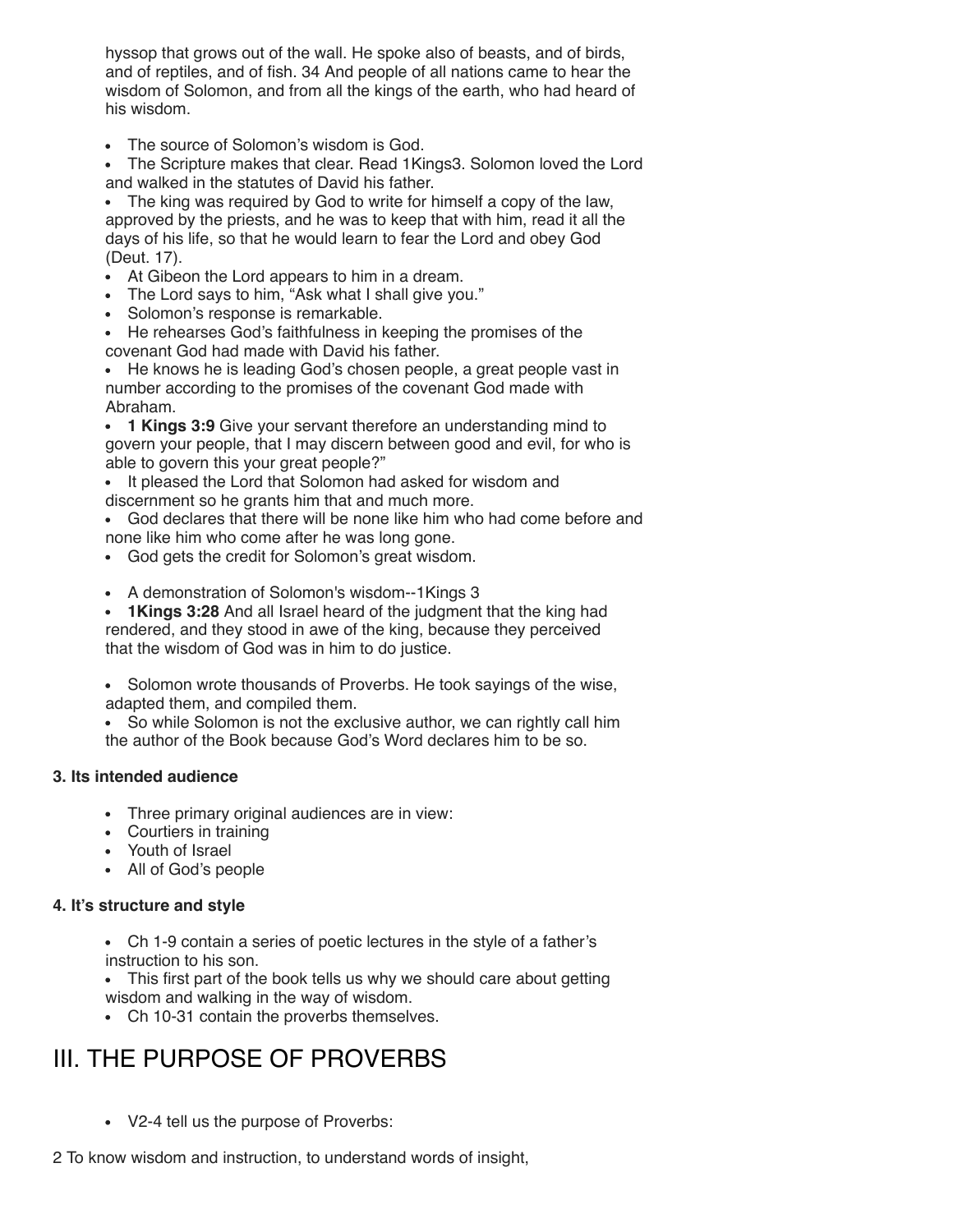hyssop that grows out of the wall. He spoke also of beasts, and of birds, and of reptiles, and of fish. 34 And people of all nations came to hear the wisdom of Solomon, and from all the kings of the earth, who had heard of his wisdom.

- The source of Solomon's wisdom is God.
- The Scripture makes that clear. Read 1Kings3. Solomon loved the Lord and walked in the statutes of David his father.
- The king was required by God to write for himself a copy of the law, approved by the priests, and he was to keep that with him, read it all the days of his life, so that he would learn to fear the Lord and obey God (Deut. 17).
- At Gibeon the Lord appears to him in a dream.
- The Lord says to him, "Ask what I shall give you."
- Solomon's response is remarkable.
- He rehearses God's faithfulness in keeping the promises of the covenant God had made with David his father.
- He knows he is leading God's chosen people, a great people vast in number according to the promises of the covenant God made with Abraham.
- **1 Kings 3:9** Give your servant therefore an understanding mind to govern your people, that I may discern between good and evil, for who is able to govern this your great people?"
- It pleased the Lord that Solomon had asked for wisdom and discernment so he grants him that and much more.
- God declares that there will be none like him who had come before and none like him who come after he was long gone.
- God gets the credit for Solomon's great wisdom.

- A demonstration of Solomon's wisdom--1Kings 3
- **1Kings 3:28** And all Israel heard of the judgment that the king had rendered, and they stood in awe of the king, because they perceived that the wisdom of God was in him to do justice.

- Solomon wrote thousands of Proverbs. He took sayings of the wise, adapted them, and compiled them.
- So while Solomon is not the exclusive author, we can rightly call him the author of the Book because God's Word declares him to be so.

#### 3. Its intended audience

- Three primary original audiences are in view:
- Courtiers in training
- Youth of Israel
- All of God's people

#### 4. It's structure and style

- Ch 1-9 contain a series of poetic lectures in the style of a father's instruction to his son.
- This first part of the book tells us why we should care about getting wisdom and walking in the way of wisdom.
- Ch 10-31 contain the proverbs themselves.

## III. THE PURPOSE OF PROVERBS

- V2-4 tell us the purpose of Proverbs:

2 To know wisdom and instruction, to understand words of insight,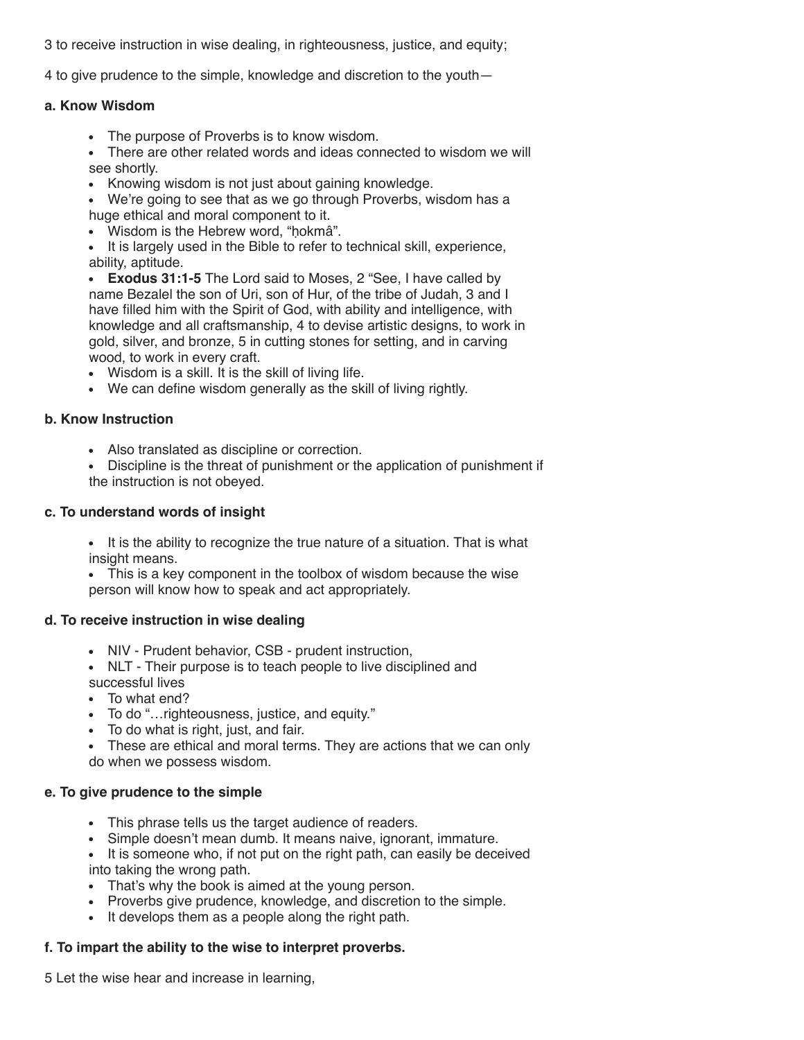3 to receive instruction in wise dealing, in righteousness, justice, and equity;

4 to give prudence to the simple, knowledge and discretion to the youth—

**a. Know Wisdom**

- The purpose of Proverbs is to know wisdom.
- There are other related words and ideas connected to wisdom we will see shortly.
- Knowing wisdom is not just about gaining knowledge.
- We're going to see that as we go through Proverbs, wisdom has a huge ethical and moral component to it.
- Wisdom is the Hebrew word, "ḥokmâ".
- It is largely used in the Bible to refer to technical skill, experience, ability, aptitude.
- **Exodus 31:1-5** The Lord said to Moses, 2 "See, I have called by name Bezalel the son of Uri, son of Hur, of the tribe of Judah, 3 and I have filled him with the Spirit of God, with ability and intelligence, with knowledge and all craftsmanship, 4 to devise artistic designs, to work in gold, silver, and bronze, 5 in cutting stones for setting, and in carving wood, to work in every craft.
- Wisdom is a skill. It is the skill of living life.
- We can define wisdom generally as the skill of living rightly.

**b. Know Instruction**

- Also translated as discipline or correction.
- Discipline is the threat of punishment or the application of punishment if the instruction is not obeyed.

**c. To understand words of insight**

- It is the ability to recognize the true nature of a situation. That is what insight means.
- This is a key component in the toolbox of wisdom because the wise person will know how to speak and act appropriately.

**d. To receive instruction in wise dealing**

- NIV - Prudent behavior, CSB - prudent instruction,
- NLT - Their purpose is to teach people to live disciplined and successful lives
- To what end?
- To do "…righteousness, justice, and equity."
- To do what is right, just, and fair.
- These are ethical and moral terms. They are actions that we can only do when we possess wisdom.

**e. To give prudence to the simple**

- This phrase tells us the target audience of readers.
- Simple doesn't mean dumb. It means naive, ignorant, immature.
- It is someone who, if not put on the right path, can easily be deceived into taking the wrong path.
- That's why the book is aimed at the young person.
- Proverbs give prudence, knowledge, and discretion to the simple.
- It develops them as a people along the right path.

**f. To impart the ability to the wise to interpret proverbs.**

5 Let the wise hear and increase in learning,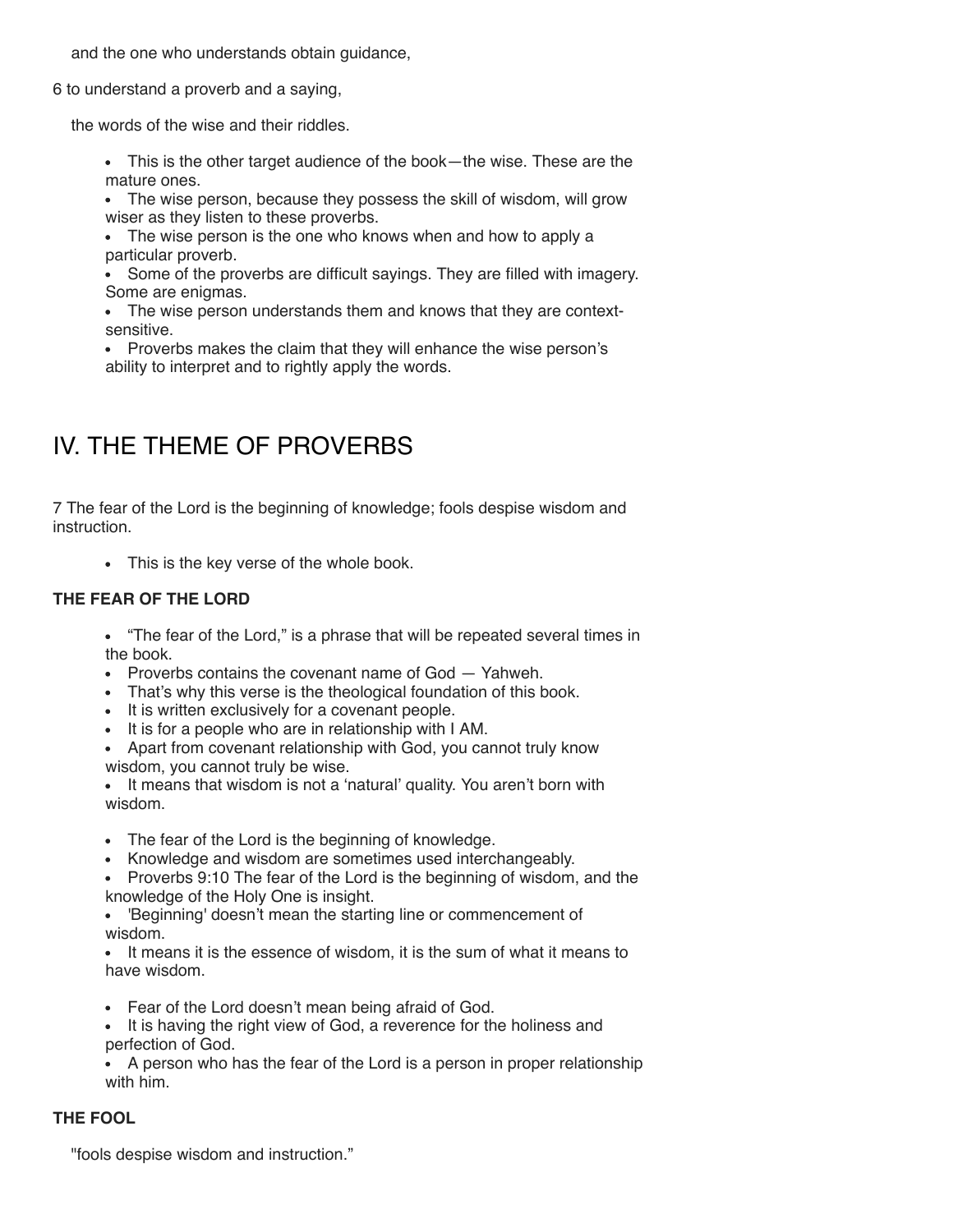and the one who understands obtain guidance,

6 to understand a proverb and a saying,

the words of the wise and their riddles.

- This is the other target audience of the book—the wise. These are the mature ones.
- The wise person, because they possess the skill of wisdom, will grow wiser as they listen to these proverbs.
- The wise person is the one who knows when and how to apply a particular proverb.
- Some of the proverbs are difficult sayings. They are filled with imagery. Some are enigmas.
- The wise person understands them and knows that they are context-sensitive.
- Proverbs makes the claim that they will enhance the wise person's ability to interpret and to rightly apply the words.

# IV. THE THEME OF PROVERBS

7 The fear of the Lord is the beginning of knowledge; fools despise wisdom and instruction.

- This is the key verse of the whole book.

**THE FEAR OF THE LORD**

- "The fear of the Lord," is a phrase that will be repeated several times in the book.
- Proverbs contains the covenant name of God — Yahweh.
- That's why this verse is the theological foundation of this book.
- It is written exclusively for a covenant people.
- It is for a people who are in relationship with I AM.
- Apart from covenant relationship with God, you cannot truly know wisdom, you cannot truly be wise.
- It means that wisdom is not a 'natural' quality. You aren't born with wisdom.

- The fear of the Lord is the beginning of knowledge.
- Knowledge and wisdom are sometimes used interchangeably.
- Proverbs 9:10 The fear of the Lord is the beginning of wisdom, and the knowledge of the Holy One is insight.
- 'Beginning' doesn't mean the starting line or commencement of wisdom.
- It means it is the essence of wisdom, it is the sum of what it means to have wisdom.

- Fear of the Lord doesn't mean being afraid of God.
- It is having the right view of God, a reverence for the holiness and perfection of God.
- A person who has the fear of the Lord is a person in proper relationship with him.

**THE FOOL**

"fools despise wisdom and instruction."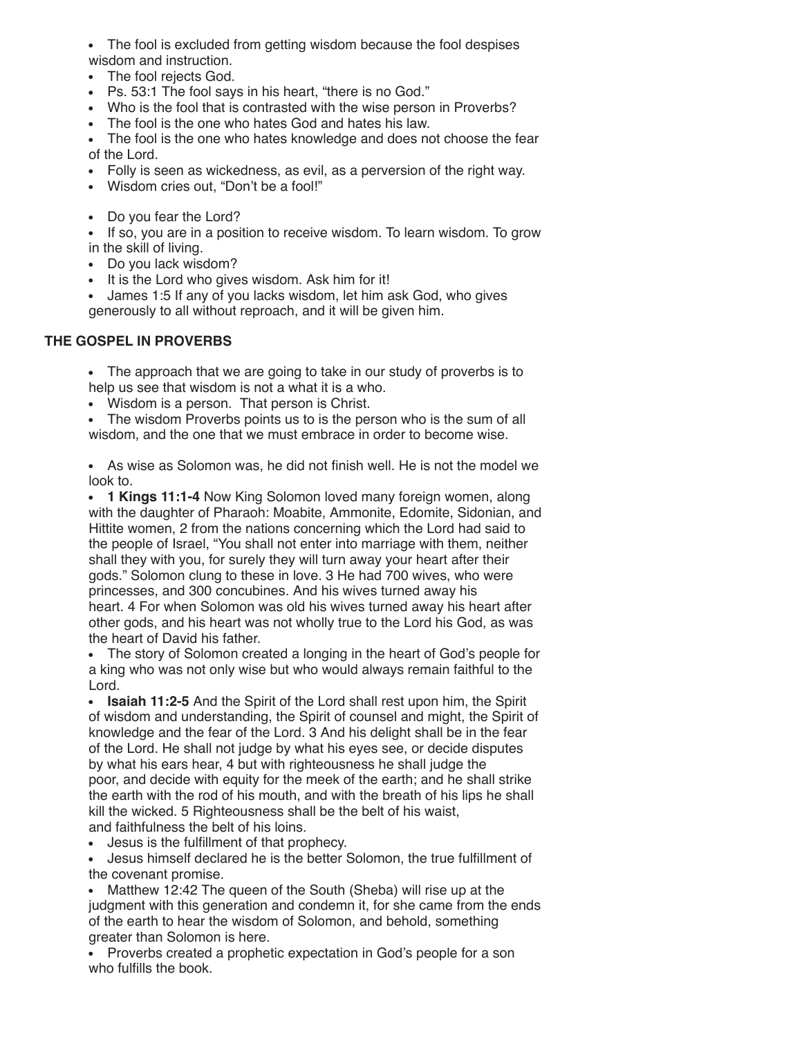- The fool is excluded from getting wisdom because the fool despises wisdom and instruction.
- The fool rejects God.
- Ps. 53:1 The fool says in his heart, "there is no God."
- Who is the fool that is contrasted with the wise person in Proverbs?
- The fool is the one who hates God and hates his law.
- The fool is the one who hates knowledge and does not choose the fear of the Lord.
- Folly is seen as wickedness, as evil, as a perversion of the right way.
- Wisdom cries out, "Don't be a fool!"

- Do you fear the Lord?
- If so, you are in a position to receive wisdom. To learn wisdom. To grow in the skill of living.
- Do you lack wisdom?
- It is the Lord who gives wisdom. Ask him for it!
- James 1:5 If any of you lacks wisdom, let him ask God, who gives generously to all without reproach, and it will be given him.

### THE GOSPEL IN PROVERBS

- The approach that we are going to take in our study of proverbs is to help us see that wisdom is not a what it is a who.
- Wisdom is a person. That person is Christ.
- The wisdom Proverbs points us to is the person who is the sum of all wisdom, and the one that we must embrace in order to become wise.

- As wise as Solomon was, he did not finish well. He is not the model we look to.
- **1 Kings 11:1-4** Now King Solomon loved many foreign women, along with the daughter of Pharaoh: Moabite, Ammonite, Edomite, Sidonian, and Hittite women, 2 from the nations concerning which the Lord had said to the people of Israel, "You shall not enter into marriage with them, neither shall they with you, for surely they will turn away your heart after their gods." Solomon clung to these in love. 3 He had 700 wives, who were princesses, and 300 concubines. And his wives turned away his heart. 4 For when Solomon was old his wives turned away his heart after other gods, and his heart was not wholly true to the Lord his God, as was the heart of David his father.
- The story of Solomon created a longing in the heart of God's people for a king who was not only wise but who would always remain faithful to the Lord.
- **Isaiah 11:2-5** And the Spirit of the Lord shall rest upon him, the Spirit of wisdom and understanding, the Spirit of counsel and might, the Spirit of knowledge and the fear of the Lord. 3 And his delight shall be in the fear of the Lord. He shall not judge by what his eyes see, or decide disputes by what his ears hear, 4 but with righteousness he shall judge the poor, and decide with equity for the meek of the earth; and he shall strike the earth with the rod of his mouth, and with the breath of his lips he shall kill the wicked. 5 Righteousness shall be the belt of his waist, and faithfulness the belt of his loins.
- Jesus is the fulfillment of that prophecy.
- Jesus himself declared he is the better Solomon, the true fulfillment of the covenant promise.
- Matthew 12:42 The queen of the South (Sheba) will rise up at the judgment with this generation and condemn it, for she came from the ends of the earth to hear the wisdom of Solomon, and behold, something greater than Solomon is here.
- Proverbs created a prophetic expectation in God's people for a son who fulfills the book.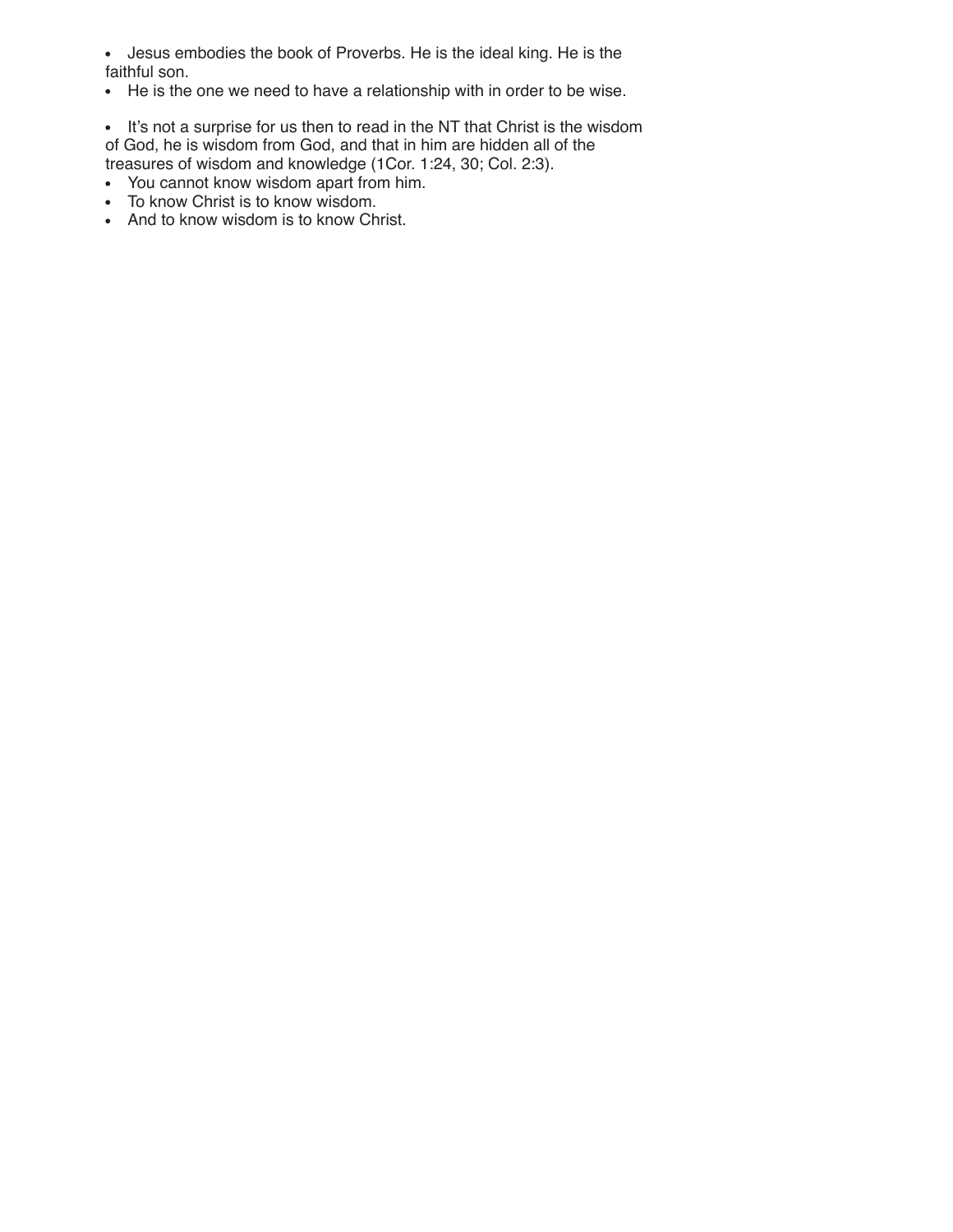- Jesus embodies the book of Proverbs. He is the ideal king. He is the faithful son.
- He is the one we need to have a relationship with in order to be wise.

- It's not a surprise for us then to read in the NT that Christ is the wisdom of God, he is wisdom from God, and that in him are hidden all of the treasures of wisdom and knowledge (1Cor. 1:24, 30; Col. 2:3).
- You cannot know wisdom apart from him.
- To know Christ is to know wisdom.
- And to know wisdom is to know Christ.